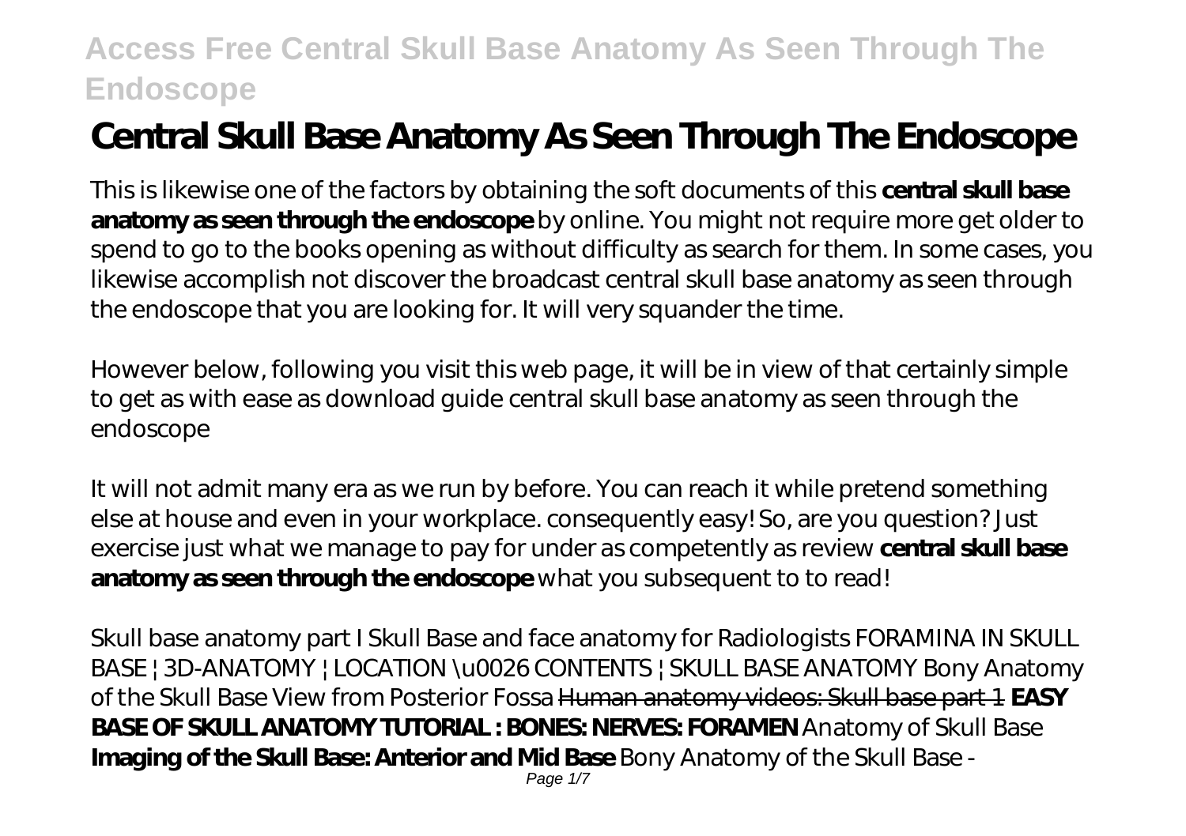# Central Skull Base Anatomy As Seen Through The Endoscope

This is likewise one of the factors by obtaining the soft documents of this **central skull base anatomy as seen through the endoscope** by online. You might not require more get older to spend to go to the books opening as without difficulty as search for them. In some cases, you likewise accomplish not discover the broadcast central skull base anatomy as seen through the endoscope that you are looking for. It will very squander the time.

However below, following you visit this web page, it will be in view of that certainly simple to get as with ease as download guide central skull base anatomy as seen through the endoscope

It will not admit many era as we run by before. You can reach it while pretend something else at house and even in your workplace. consequently easy! So, are you question? Just exercise just what we manage to pay for under as competently as review **central skull base anatomy as seen through the endoscope** what you subsequent to to read!

*Skull base anatomy part I* *Skull Base and face anatomy for Radiologists* *FORAMINA IN SKULL BASE | 3D-ANATOMY | LOCATION \u0026 CONTENTS | SKULL BASE ANATOMY* *Bony Anatomy of the Skull Base View from Posterior Fossa* Human anatomy videos: Skull base part 1 **EASY BASE OF SKULL ANATOMY TUTORIAL : BONES: NERVES: FORAMEN** *Anatomy of Skull Base* **Imaging of the Skull Base: Anterior and Mid Base** *Bony Anatomy of the Skull Base -*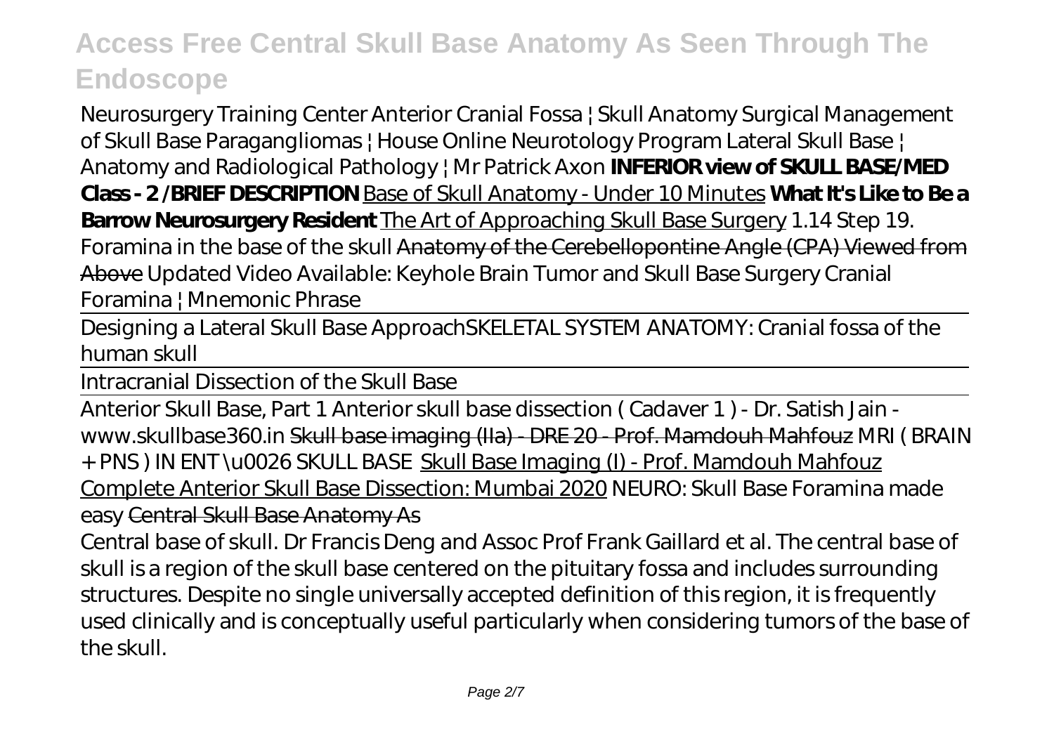# Access Free Central Skull Base Anatomy As Seen Through The Endoscope

*Neurosurgery Training Center Anterior Cranial Fossa | Skull Anatomy Surgical Management of Skull Base Paragangliomas | House Online Neurotology Program Lateral Skull Base | Anatomy and Radiological Pathology | Mr Patrick Axon* **INFERIOR view of SKULL BASE/MED Class - 2 /BRIEF DESCRIPTION** Base of Skull Anatomy - Under 10 Minutes **What It's Like to Be a Barrow Neurosurgery Resident** The Art of Approaching Skull Base Surgery *1.14 Step 19. Foramina in the base of the skull* Anatomy of the Cerebellopontine Angle (CPA) Viewed from Above *Updated Video Available: Keyhole Brain Tumor and Skull Base Surgery Cranial Foramina | Mnemonic Phrase*

Designing a Lateral Skull Base Approach*SKELETAL SYSTEM ANATOMY: Cranial fossa of the human skull*

Intracranial Dissection of the Skull Base

Anterior Skull Base, Part 1 *Anterior skull base dissection ( Cadaver 1 ) - Dr. Satish Jain - www.skullbase360.in* Skull base imaging (IIa) - DRE 20 - Prof. Mamdouh Mahfouz *MRI ( BRAIN + PNS ) IN ENT \u0026 SKULL BASE* Skull Base Imaging (I) - Prof. Mamdouh Mahfouz Complete Anterior Skull Base Dissection: Mumbai 2020 *NEURO: Skull Base Foramina made easy* Central Skull Base Anatomy As

Central base of skull. Dr Francis Deng and Assoc Prof Frank Gaillard et al. The central base of skull is a region of the skull base centered on the pituitary fossa and includes surrounding structures. Despite no single universally accepted definition of this region, it is frequently used clinically and is conceptually useful particularly when considering tumors of the base of the skull.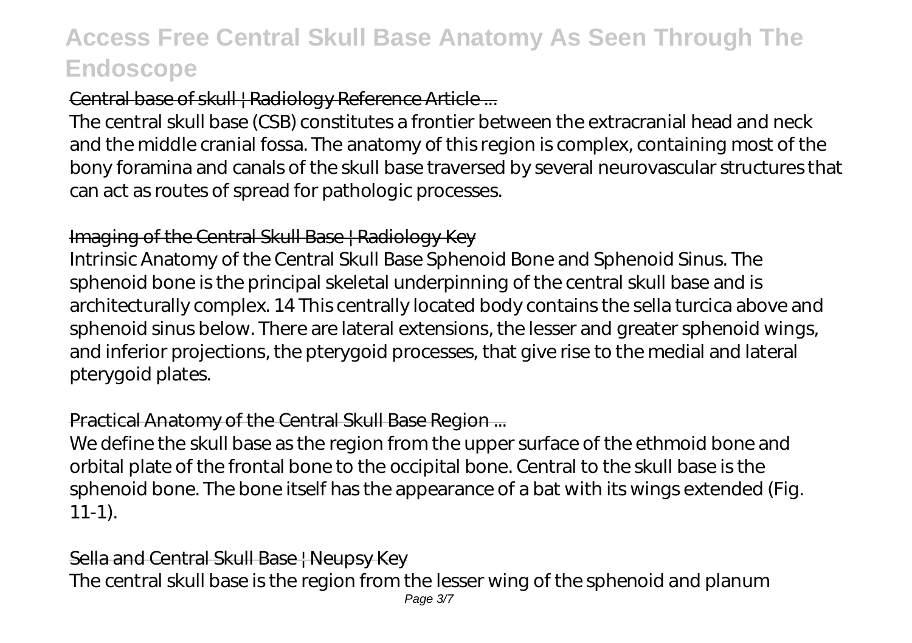## Central base of skull | Radiology Reference Article ...

The central skull base (CSB) constitutes a frontier between the extracranial head and neck and the middle cranial fossa. The anatomy of this region is complex, containing most of the bony foramina and canals of the skull base traversed by several neurovascular structures that can act as routes of spread for pathologic processes.

## Imaging of the Central Skull Base | Radiology Key

Intrinsic Anatomy of the Central Skull Base Sphenoid Bone and Sphenoid Sinus. The sphenoid bone is the principal skeletal underpinning of the central skull base and is architecturally complex. 14 This centrally located body contains the sella turcica above and sphenoid sinus below. There are lateral extensions, the lesser and greater sphenoid wings, and inferior projections, the pterygoid processes, that give rise to the medial and lateral pterygoid plates.

## Practical Anatomy of the Central Skull Base Region ...

We define the skull base as the region from the upper surface of the ethmoid bone and orbital plate of the frontal bone to the occipital bone. Central to the skull base is the sphenoid bone. The bone itself has the appearance of a bat with its wings extended (Fig. 11-1).

## Sella and Central Skull Base | Neupsy Key

The central skull base is the region from the lesser wing of the sphenoid and planum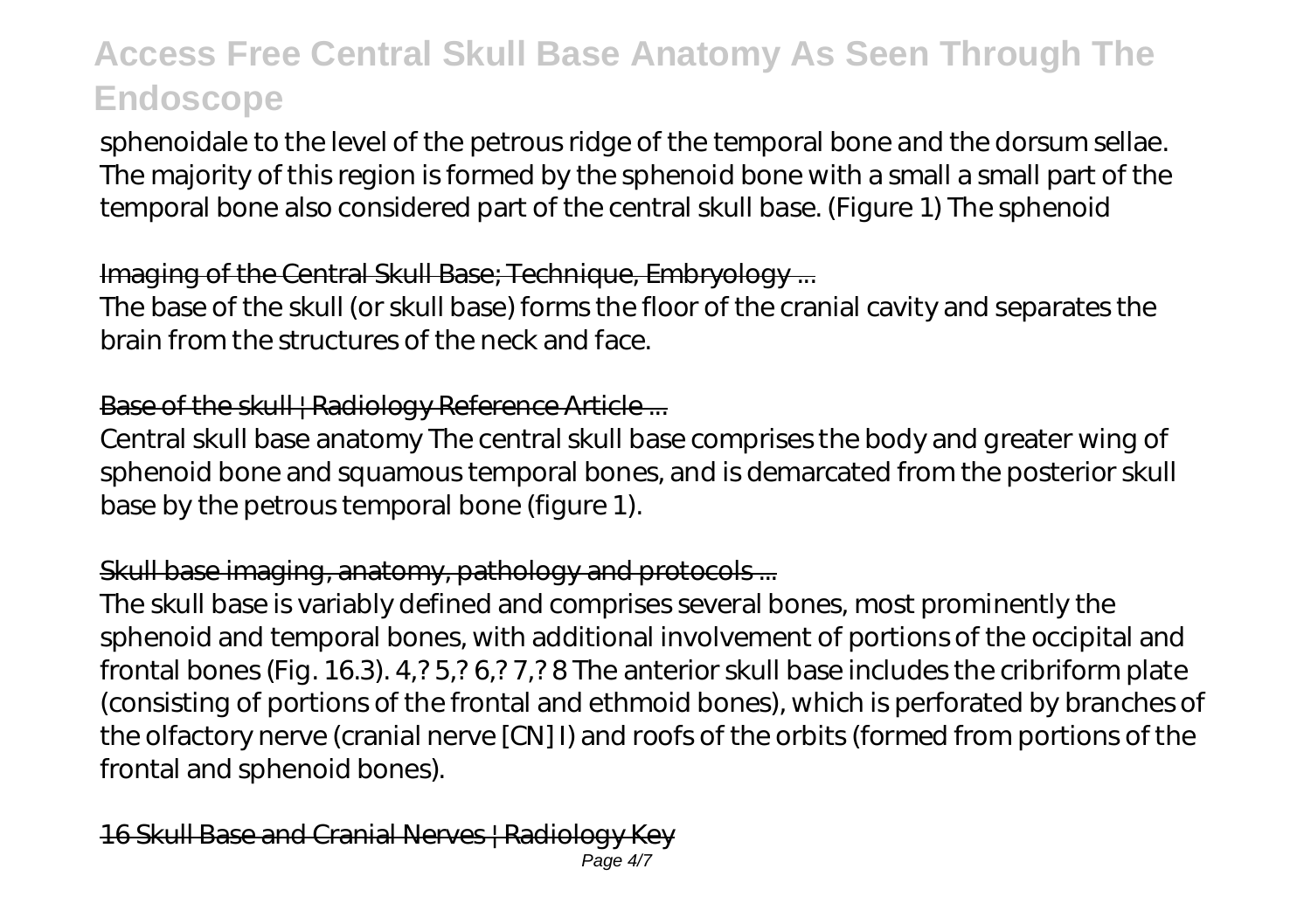sphenoidale to the level of the petrous ridge of the temporal bone and the dorsum sellae. The majority of this region is formed by the sphenoid bone with a small a small part of the temporal bone also considered part of the central skull base. (Figure 1) The sphenoid

## Imaging of the Central Skull Base; Technique, Embryology ...

The base of the skull (or skull base) forms the floor of the cranial cavity and separates the brain from the structures of the neck and face.

## Base of the skull | Radiology Reference Article ...

Central skull base anatomy The central skull base comprises the body and greater wing of sphenoid bone and squamous temporal bones, and is demarcated from the posterior skull base by the petrous temporal bone (figure 1).

## Skull base imaging, anatomy, pathology and protocols ...

The skull base is variably defined and comprises several bones, most prominently the sphenoid and temporal bones, with additional involvement of portions of the occipital and frontal bones (Fig. 16.3). 4,? 5,? 6,? 7,? 8 The anterior skull base includes the cribriform plate (consisting of portions of the frontal and ethmoid bones), which is perforated by branches of the olfactory nerve (cranial nerve [CN] I) and roofs of the orbits (formed from portions of the frontal and sphenoid bones).

## 16 Skull Base and Cranial Nerves | Radiology Key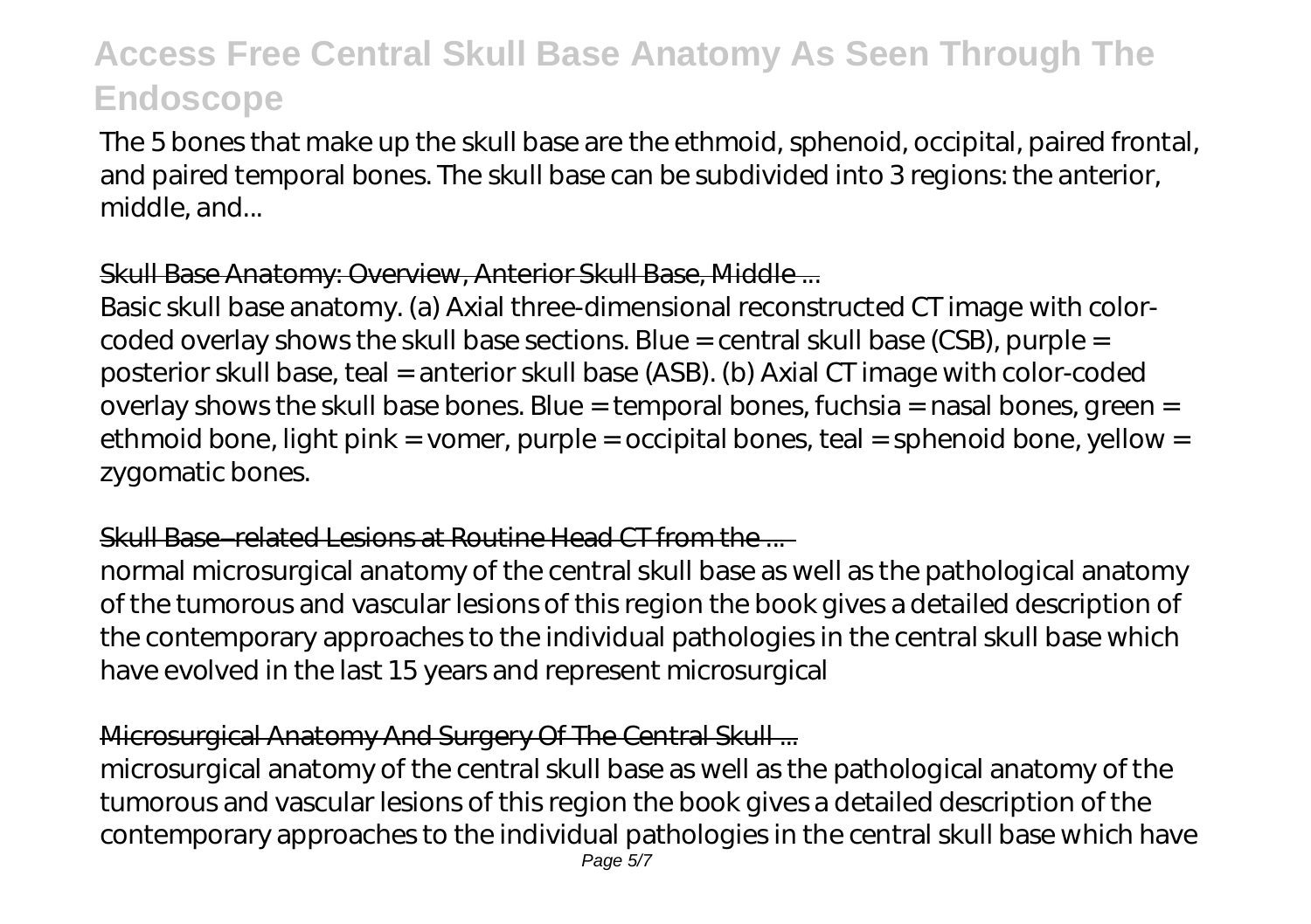The 5 bones that make up the skull base are the ethmoid, sphenoid, occipital, paired frontal, and paired temporal bones. The skull base can be subdivided into 3 regions: the anterior, middle, and...

## Skull Base Anatomy: Overview, Anterior Skull Base, Middle ...

Basic skull base anatomy. (a) Axial three-dimensional reconstructed CT image with color-coded overlay shows the skull base sections. Blue = central skull base (CSB), purple = posterior skull base, teal = anterior skull base (ASB). (b) Axial CT image with color-coded overlay shows the skull base bones. Blue = temporal bones, fuchsia = nasal bones, green = ethmoid bone, light pink = vomer, purple = occipital bones, teal = sphenoid bone, yellow = zygomatic bones.

## Skull Base–related Lesions at Routine Head CT from the ...

normal microsurgical anatomy of the central skull base as well as the pathological anatomy of the tumorous and vascular lesions of this region the book gives a detailed description of the contemporary approaches to the individual pathologies in the central skull base which have evolved in the last 15 years and represent microsurgical

## Microsurgical Anatomy And Surgery Of The Central Skull ...

microsurgical anatomy of the central skull base as well as the pathological anatomy of the tumorous and vascular lesions of this region the book gives a detailed description of the contemporary approaches to the individual pathologies in the central skull base which have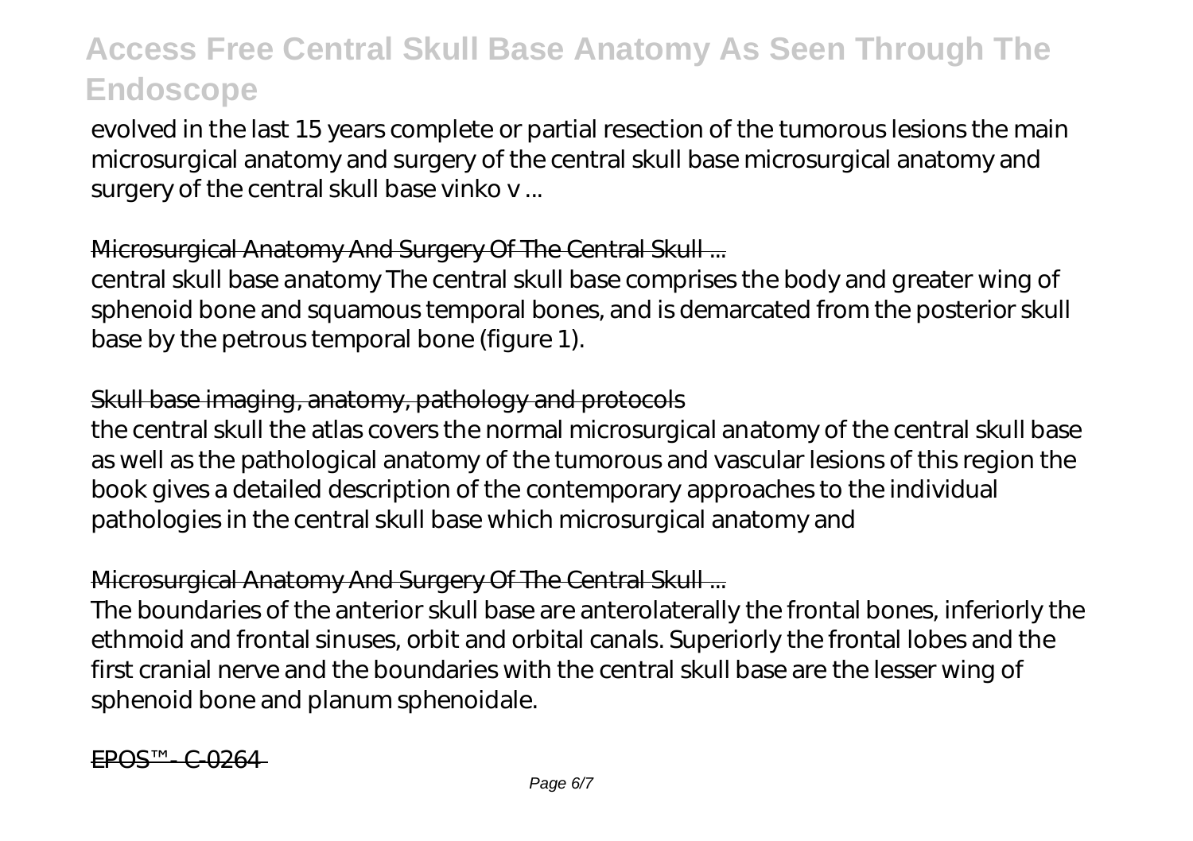evolved in the last 15 years complete or partial resection of the tumorous lesions the main microsurgical anatomy and surgery of the central skull base microsurgical anatomy and surgery of the central skull base vinko v ...

## Microsurgical Anatomy And Surgery Of The Central Skull ...

central skull base anatomy The central skull base comprises the body and greater wing of sphenoid bone and squamous temporal bones, and is demarcated from the posterior skull base by the petrous temporal bone (figure 1).

## Skull base imaging, anatomy, pathology and protocols

the central skull the atlas covers the normal microsurgical anatomy of the central skull base as well as the pathological anatomy of the tumorous and vascular lesions of this region the book gives a detailed description of the contemporary approaches to the individual pathologies in the central skull base which microsurgical anatomy and

## Microsurgical Anatomy And Surgery Of The Central Skull ...

The boundaries of the anterior skull base are anterolaterally the frontal bones, inferiorly the ethmoid and frontal sinuses, orbit and orbital canals. Superiorly the frontal lobes and the first cranial nerve and the boundaries with the central skull base are the lesser wing of sphenoid bone and planum sphenoidale.

## EPOS™ - C-0264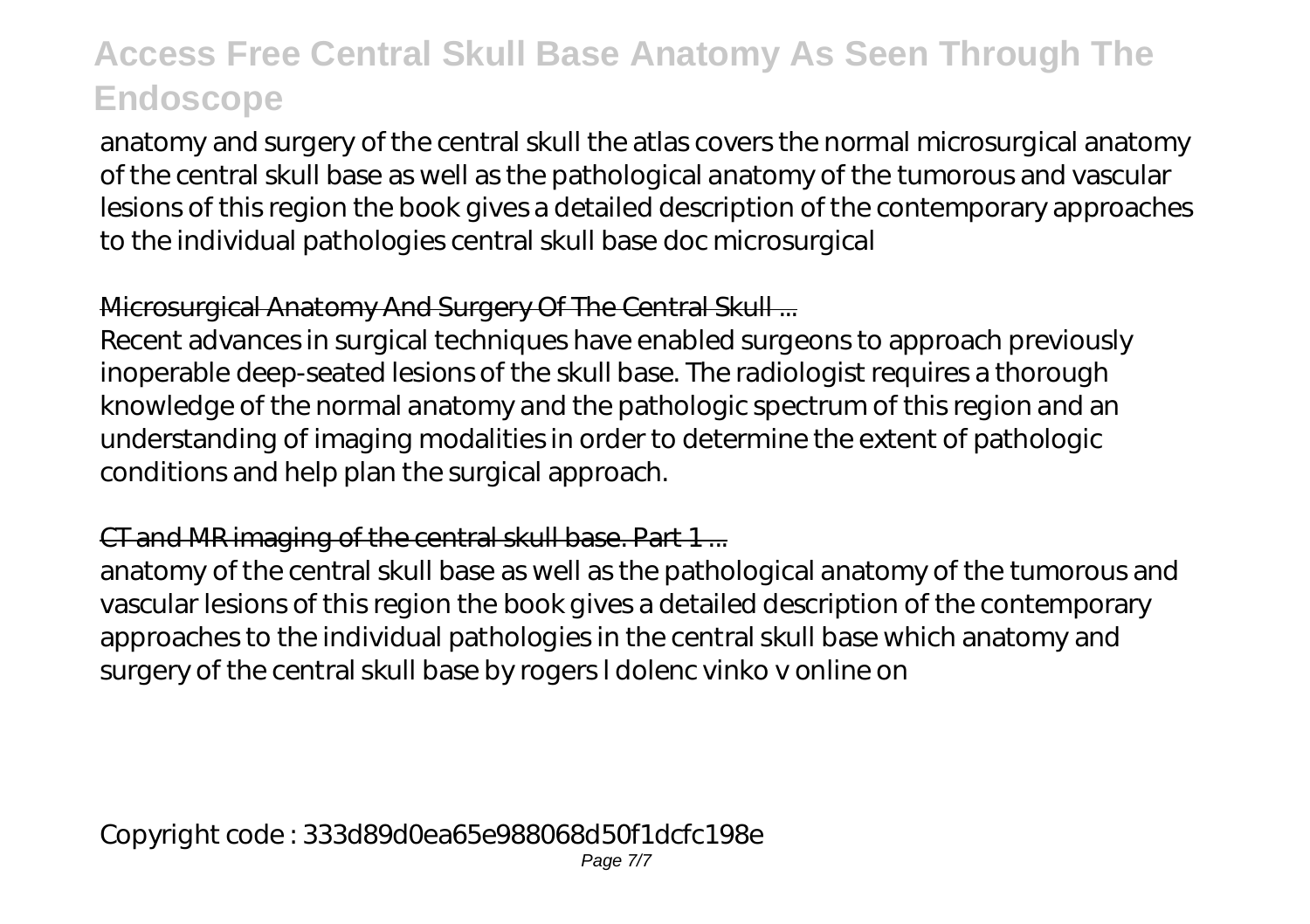anatomy and surgery of the central skull the atlas covers the normal microsurgical anatomy of the central skull base as well as the pathological anatomy of the tumorous and vascular lesions of this region the book gives a detailed description of the contemporary approaches to the individual pathologies central skull base doc microsurgical

## Microsurgical Anatomy And Surgery Of The Central Skull ...

Recent advances in surgical techniques have enabled surgeons to approach previously inoperable deep-seated lesions of the skull base. The radiologist requires a thorough knowledge of the normal anatomy and the pathologic spectrum of this region and an understanding of imaging modalities in order to determine the extent of pathologic conditions and help plan the surgical approach.

## CT and MR imaging of the central skull base. Part 1 ...

anatomy of the central skull base as well as the pathological anatomy of the tumorous and vascular lesions of this region the book gives a detailed description of the contemporary approaches to the individual pathologies in the central skull base which anatomy and surgery of the central skull base by rogers l dolenc vinko v online on

Copyright code : 333d89d0ea65e988068d50f1dcfc198e